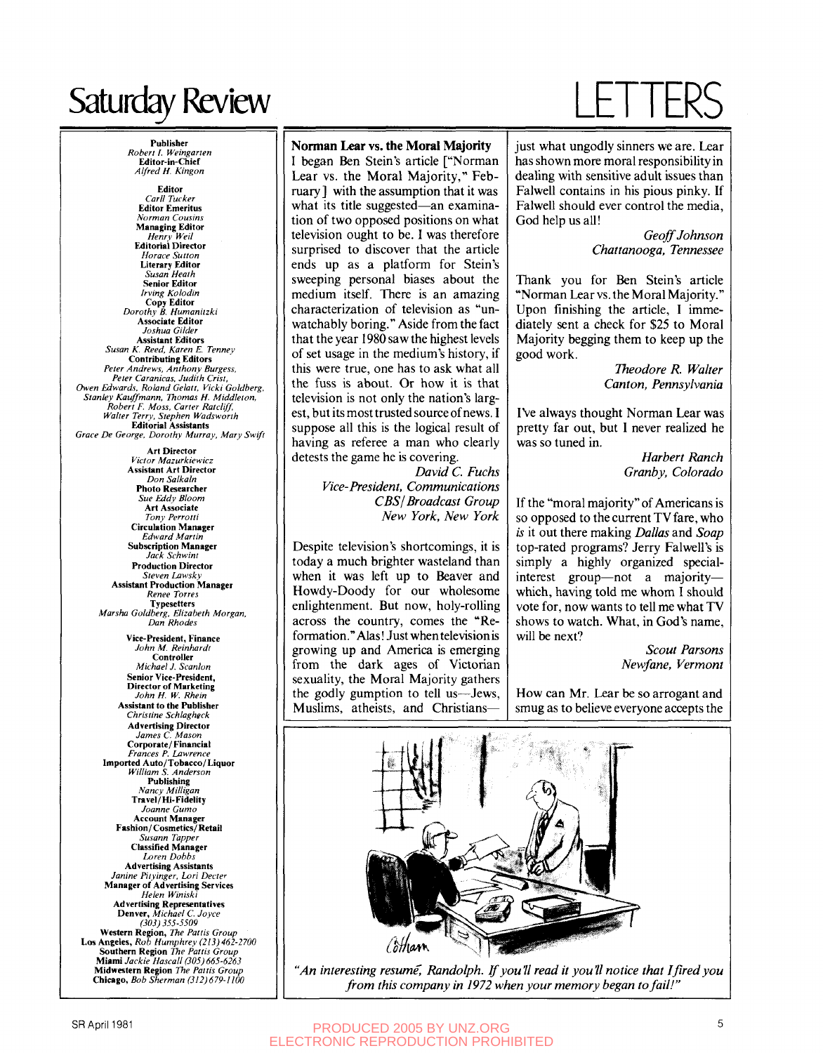# Saturday Review

# LETTERS

**Publisher**
*Robert I. Weingarten*
**Editor-in-Chief**
*Alfred H. Kingon*

**Editor**
*Carll Tucker*
**Editor Emeritus**
*Norman Cousins*
**Managing Editor**
*Henry Weil*
**Editorial Director**
*Horace Sutton*
**Literary Editor**
*Susan Heath*
**Senior Editor**
*Irving Kolodin*
**Copy Editor**
*Dorothy B. Humanitzki*
**Associate Editor**
*Joshua Gilder*
**Assistant Editors**
*Susan K. Reed, Karen E. Tenney*
**Contributing Editors**
*Peter Andrews, Anthony Burgess, Peter Caranicas, Judith Crist, Owen Edwards, Roland Gelatt, Vicki Goldberg, Stanley Kauffmann, Thomas H. Middleton, Robert F. Moss, Carter Ratcliff, Walter Terry, Stephen Wadsworth*
**Editorial Assistants**
*Grace De George, Dorothy Murray, Mary Swift*

**Art Director**
*Victor Mazurkiewicz*
**Assistant Art Director**
*Don Salkaln*
**Photo Researcher**
*Sue Eddy Bloom*
**Art Associate**
*Tony Perrotti*
**Circulation Manager**
*Edward Martin*
**Subscription Manager**
*Jack Schwint*
**Production Director**
*Steven Lawsky*
**Assistant Production Manager**
*Renee Torres*
**Typesetters**
*Marsha Goldberg, Elizabeth Morgan, Dan Rhodes*

**Vice-President, Finance**
*John M. Reinhardt*
**Controller**
*Michael J. Scanlon*
**Senior Vice-President, Director of Marketing**
*John H. W. Rhein*
**Assistant to the Publisher**
*Christine Schlaghеck*
**Advertising Director**
*James C. Mason*
**Corporate/Financial**
*Frances P. Lawrence*
**Imported Auto/Tobacco/Liquor**
*William S. Anderson*
**Publishing**
*Nancy Milligan*
**Travel/Hi-Fidelity**
*Joanne Gumo*
**Account Manager Fashion/Cosmetics/Retail**
*Susann Tapper*
**Classified Manager**
*Loren Dobbs*
**Advertising Assistants**
*Janine Pityinger, Lori Decter*
**Manager of Advertising Services**
*Helen Winiski*
**Advertising Representatives**
**Denver,** *Michael C. Joyce (303) 355-5509*
**Western Region,** *The Pattis Group*
**Los Angeles,** *Rob Humphrey (213) 462-2700*
**Southern Region** *The Pattis Group*
**Miami** *Jackie Hascall (305) 665-6263*
**Midwestern Region** *The Pattis Group*
**Chicago,** *Bob Sherman (312) 679-1100*

**Norman Lear vs. the Moral Majority**

I began Ben Stein's article ["Norman Lear vs. the Moral Majority," February] with the assumption that it was what its title suggested—an examination of two opposed positions on what television ought to be. I was therefore surprised to discover that the article ends up as a platform for Stein's sweeping personal biases about the medium itself. There is an amazing characterization of television as "unwatchably boring." Aside from the fact that the year 1980 saw the highest levels of set usage in the medium's history, if this were true, one has to ask what all the fuss is about. Or how it is that television is not only the nation's largest, but its most trusted source of news. I suppose all this is the logical result of having as referee a man who clearly detests the game he is covering.

*David C. Fuchs*
*Vice-President, Communications*
*CBS/Broadcast Group*
*New York, New York*

Despite television's shortcomings, it is today a much brighter wasteland than when it was left up to Beaver and Howdy-Doody for our wholesome enlightenment. But now, holy-rolling across the country, comes the "Reformation." Alas! Just when television is growing up and America is emerging from the dark ages of Victorian sexuality, the Moral Majority gathers the godly gumption to tell us—Jews, Muslims, atheists, and Christians—just what ungodly sinners we are. Lear has shown more moral responsibility in dealing with sensitive adult issues than Falwell contains in his pious pinky. If Falwell should ever control the media, God help us all!

*Geoff Johnson*
*Chattanooga, Tennessee*

Thank you for Ben Stein's article "Norman Lear vs. the Moral Majority." Upon finishing the article, I immediately sent a check for $25 to Moral Majority begging them to keep up the good work.

*Theodore R. Walter*
*Canton, Pennsylvania*

I've always thought Norman Lear was pretty far out, but I never realized he was so tuned in.

*Harbert Ranch*
*Granby, Colorado*

If the "moral majority" of Americans is so opposed to the current TV fare, who *is* it out there making *Dallas* and *Soap* top-rated programs? Jerry Falwell's is simply a highly organized special-interest group—not a majority—which, having told me whom I should vote for, now wants to tell me what TV shows to watch. What, in God's name, will be next?

*Scout Parsons*
*Newfane, Vermont*

How can Mr. Lear be so arrogant and smug as to believe everyone accepts the

*"An interesting resumé, Randolph. If you'll read it you'll notice that I fired you from this company in 1972 when your memory began to fail!"*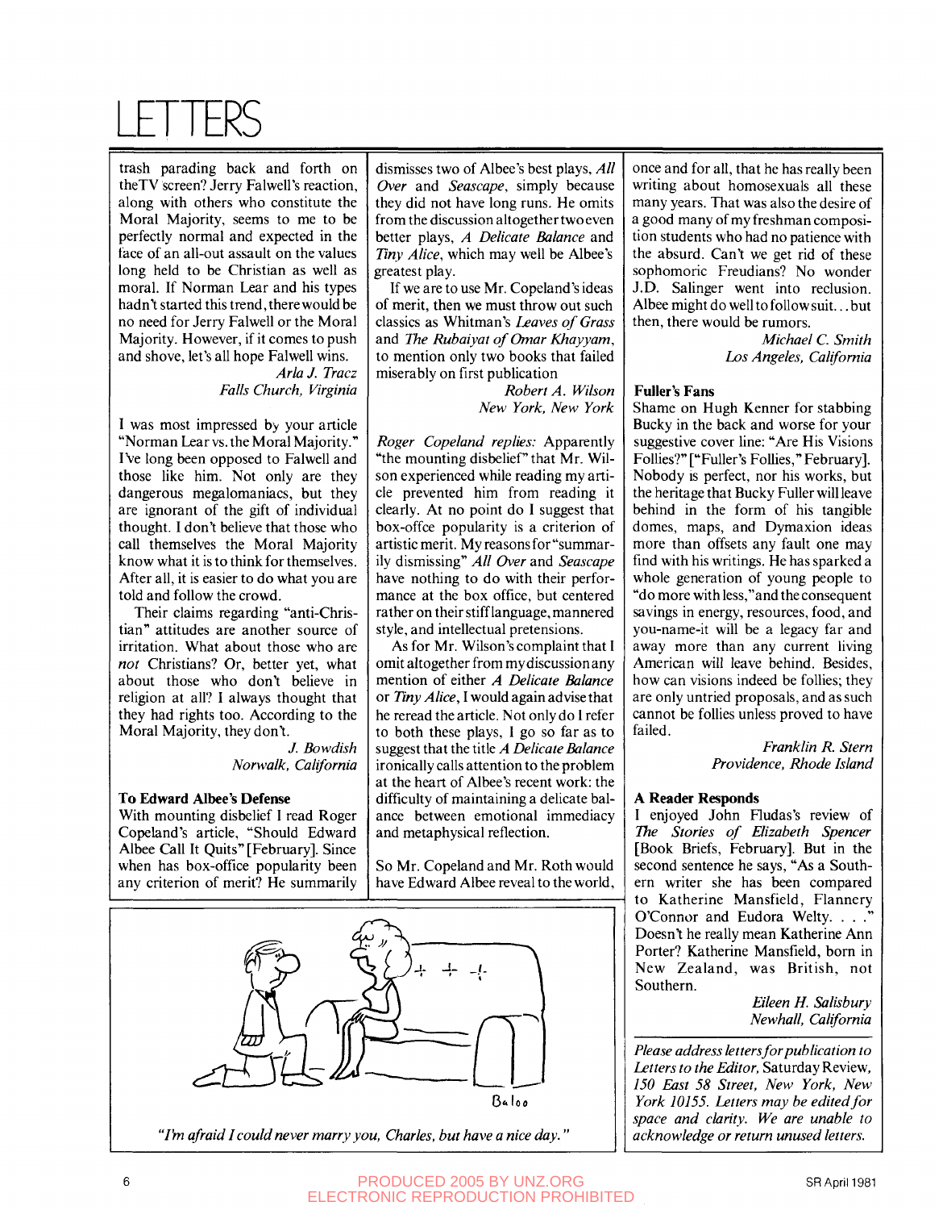# LETTERS

trash parading back and forth on theTV screen? Jerry Falwell's reaction, along with others who constitute the Moral Majority, seems to me to be perfectly normal and expected in the face of an all-out assault on the values long held to be Christian as well as moral. If Norman Lear and his types hadn't started this trend, there would be no need for Jerry Falwell or the Moral Majority. However, if it comes to push and shove, let's all hope Falwell wins.

*Arla J. Tracz*
*Falls Church, Virginia*

I was most impressed by your article "Norman Lear vs. the Moral Majority." I've long been opposed to Falwell and those like him. Not only are they dangerous megalomaniacs, but they are ignorant of the gift of individual thought. I don't believe that those who call themselves the Moral Majority know what it is to think for themselves. After all, it is easier to do what you are told and follow the crowd.

Their claims regarding "anti-Christian" attitudes are another source of irritation. What about those who are *not* Christians? Or, better yet, what about those who don't believe in religion at all? I always thought that they had rights too. According to the Moral Majority, they don't.

*J. Bowdish*
*Norwalk, California*

**To Edward Albee's Defense**

With mounting disbelief I read Roger Copeland's article, "Should Edward Albee Call It Quits" [February]. Since when has box-office popularity been any criterion of merit? He summarily dismisses two of Albee's best plays, *All Over* and *Seascape*, simply because they did not have long runs. He omits from the discussion altogether two even better plays, *A Delicate Balance* and *Tiny Alice*, which may well be Albee's greatest play.

If we are to use Mr. Copeland's ideas of merit, then we must throw out such classics as Whitman's *Leaves of Grass* and *The Rubaiyat of Omar Khayyam*, to mention only two books that failed miserably on first publication

*Robert A. Wilson*
*New York, New York*

*Roger Copeland replies:* Apparently "the mounting disbelief" that Mr. Wilson experienced while reading my article prevented him from reading it clearly. At no point do I suggest that box-office popularity is a criterion of artistic merit. My reasons for "summarily dismissing" *All Over* and *Seascape* have nothing to do with their performance at the box office, but centered rather on their stiff language, mannered style, and intellectual pretensions.

As for Mr. Wilson's complaint that I omit altogether from my discussion any mention of either *A Delicate Balance* or *Tiny Alice*, I would again advise that he reread the article. Not only do I refer to both these plays, I go so far as to suggest that the title *A Delicate Balance* ironically calls attention to the problem at the heart of Albee's recent work: the difficulty of maintaining a delicate balance between emotional immediacy and metaphysical reflection.

So Mr. Copeland and Mr. Roth would have Edward Albee reveal to the world, once and for all, that he has really been writing about homosexuals all these many years. That was also the desire of a good many of my freshman composition students who had no patience with the absurd. Can't we get rid of these sophomoric Freudians? No wonder J.D. Salinger went into reclusion. Albee might do well to follow suit... but then, there would be rumors.

*Michael C. Smith*
*Los Angeles, California*

"I'm afraid I could never marry you, Charles, but have a nice day."

**Fuller's Fans**

Shame on Hugh Kenner for stabbing Bucky in the back and worse for your suggestive cover line: "Are His Visions Follies?" ["Fuller's Follies," February]. Nobody is perfect, nor his works, but the heritage that Bucky Fuller will leave behind in the form of his tangible domes, maps, and Dymaxion ideas more than offsets any fault one may find with his writings. He has sparked a whole generation of young people to "do more with less," and the consequent savings in energy, resources, food, and you-name-it will be a legacy far and away more than any current living American will leave behind. Besides, how can visions indeed be follies; they are only untried proposals, and as such cannot be follies unless proved to have failed.

*Franklin R. Stern*
*Providence, Rhode Island*

**A Reader Responds**

I enjoyed John Fludas's review of *The Stories of Elizabeth Spencer* [Book Briefs, February]. But in the second sentence he says, "As a Southern writer she has been compared to Katherine Mansfield, Flannery O'Connor and Eudora Welty. . . ." Doesn't he really mean Katherine Ann Porter? Katherine Mansfield, born in New Zealand, was British, not Southern.

*Eileen H. Salisbury*
*Newhall, California*

---

*Please address letters for publication to Letters to the Editor,* Saturday Review, *150 East 58 Street, New York, New York 10155. Letters may be edited for space and clarity. We are unable to acknowledge or return unused letters.*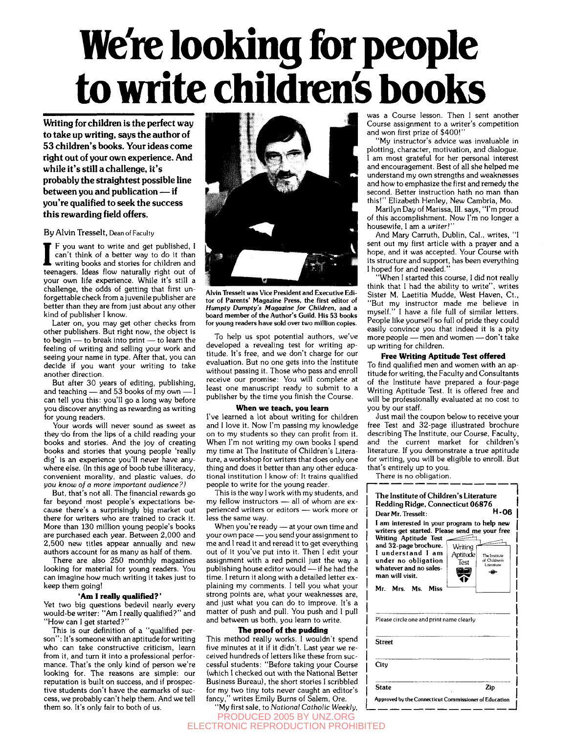# We're looking for people to write children's books

**Writing for children is the perfect way to take up writing, says the author of 53 children's books. Your ideas come right out of your own experience. And while it's still a challenge, it's probably the straightest possible line between you and publication — if you're qualified to seek the success this rewarding field offers.**

By Alvin Tresselt, Dean of Faculty

If you want to write and get published, I can't think of a better way to do it than writing books and stories for children and teenagers. Ideas flow naturally right out of your own life experience. While it's still a challenge, the odds of getting that first unforgettable check from a juvenile publisher are better than they are from just about any other kind of publisher I know.

Later on, you may get other checks from other publishers. But right now, the object is to begin — to break into print — to learn the feeling of writing and selling your work and seeing your name in type. After that, you can decide if you want your writing to take another direction.

But after 30 years of editing, publishing, and teaching — and 53 books of my own — I can tell you this: you'll go a long way before you discover anything as rewarding as writing for young readers.

Your words will never sound as sweet as they do from the lips of a child reading your books and stories. And the joy of creating books and stories that young people 'really dig' is an experience you'll never have anywhere else. (In this age of boob tube illiteracy, convenient morality, and plastic values, *do you know of a more important audience?*)

But, that's not all. The financial rewards go far beyond most people's expectations because there's a surprisingly big market out there for writers who are trained to crack it. More than 130 million young people's books are purchased each year. Between 2,000 and 2,500 new titles appear annually and new authors account for as many as half of them.

There are also 250 monthly magazines looking for material for young readers. You can imagine how much writing it takes just to keep them going!

### 'Am I really qualified?'

Yet two big questions bedevil nearly every would-be writer: "Am I really qualified?" and "How can I get started?"

This is our definition of a "qualified person": It's someone with an aptitude for writing who can take constructive criticism, learn from it, and turn it into a professional performance. That's the only kind of person we're looking for. The reasons are simple: our reputation is built on success, and if prospective students don't have the earmarks of success, we probably can't help them. And we tell them so. It's only fair to both of us.

Alvin Tresselt was Vice President and Executive Editor of Parents' Magazine Press, the first editor of *Humpty Dumpty's Magazine for Children*, and a board member of the Author's Guild. His 53 books for young readers have sold over two million copies.

To help us spot potential authors, we've developed a revealing test for writing aptitude. It's free, and we don't charge for our evaluation. But no one gets into the Institute without passing it. Those who pass and enroll receive our promise: You will complete at least one manuscript ready to submit to a publisher by the time you finish the Course.

### When we teach, you learn

I've learned a lot about writing for children and I love it. Now I'm passing my knowledge on to my students so they can profit from it. When I'm not writing my own books I spend my time at The Institute of Children's Literature, a workshop for writers that does only one thing and does it better than any other educational institution I know of: It trains qualified people to write for the young reader.

This is the way I work with my students, and my fellow instructors — all of whom are experienced writers or editors — work more or less the same way.

When you're ready — at your own time and your own pace — you send your assignment to me and I read it and reread it to get everything out of it you've put into it. Then I edit your assignment with a red pencil just the way a publishing house editor would — if he had the time. I return it along with a detailed letter explaining my comments. I tell you what your strong points are, what your weaknesses are, and just what you can do to improve. It's a matter of push and pull. You push and I pull and between us both, you learn to write.

### The proof of the pudding

This method really works. I wouldn't spend five minutes at it if it didn't. Last year we received hundreds of letters like these from successful students: "Before taking your Course (which I checked out with the National Better Business Bureau), the short stories I scribbled for my two tiny tots never caught an editor's fancy," writes Emily Burns of Salem, Ore.

"My first sale, to *National Catholic Weekly*, was a Course lesson. Then I sent another Course assignment to a writer's competition and won first prize of $400!"

"My instructor's advice was invaluable in plotting, character, motivation, and dialogue. I am most grateful for her personal interest and encouragement. Best of all she helped me understand my own strengths and weaknesses and how to emphasize the first and remedy the second. Better instruction hath no man than this!" Elizabeth Henley, New Cambria, Mo.

Marilyn Day of Marissa, Ill. says, "I'm proud of this accomplishment. Now I'm no longer a housewife, I am a *writer!*"

And Mary Carruth, Dublin, Cal., writes, "I sent out my first article with a prayer and a hope, and it was accepted. Your Course with its structure and support, has been everything I hoped for and needed."

"When I started this course, I did not really think that I had the ability to write", writes Sister M. Laetitia Mudde, West Haven, Ct., "But my instructor made me believe in myself." I have a file full of similar letters. People like yourself so full of pride they could easily convince you that indeed it is a pity more people — men and women — don't take up writing for children.

### Free Writing Aptitude Test offered

To find qualified men and women with an aptitude for writing, the Faculty and Consultants of the Institute have prepared a four-page Writing Aptitude Test. It is offered free and will be professionally evaluated at no cost to you by our staff.

Just mail the coupon below to receive your free Test and 32-page illustrated brochure describing The Institute, our Course, Faculty, and the current market for children's literature. If you demonstrate a true aptitude for writing, you will be eligible to enroll. But that's entirely up to you.

There is no obligation.

---

**The Institute of Children's Literature**
**Redding Ridge, Connecticut 06876**

**Dear Mr. Tresselt:** **H-06**

**I am interested in your program to help new writers get started. Please send me your free Writing Aptitude Test and 32-page brochure. I understand I am under no obligation whatever and no salesman will visit.**

Mr. Mrs. Ms. Miss

Please circle one and print name clearly

Street

City

State Zip

Approved by the Connecticut Commissioner of Education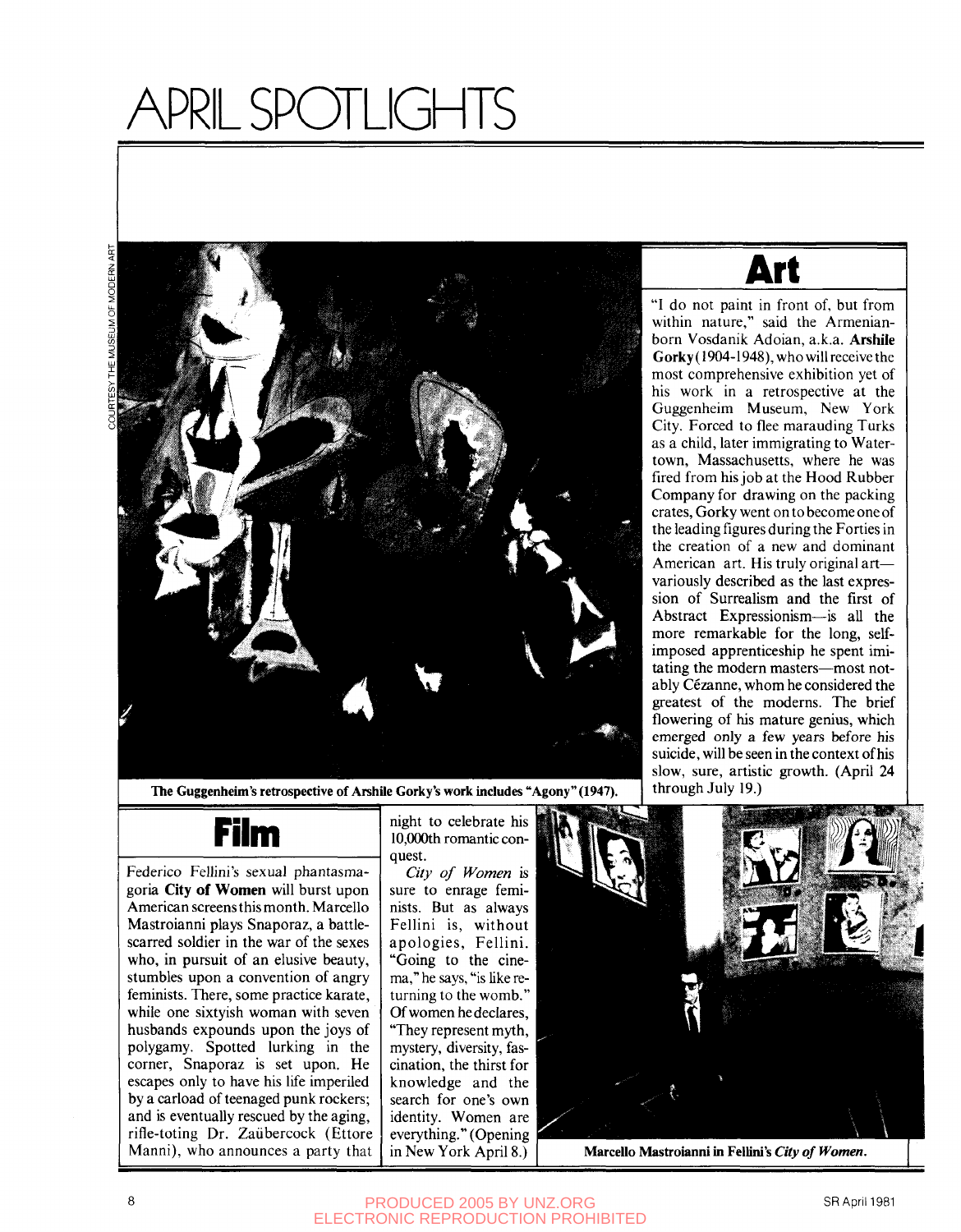# APRIL SPOTLIGHTS

COURTESY THE MUSEUM OF MODERN ART

The Guggenheim's retrospective of Arshile Gorky's work includes "Agony" (1947).

## Art

"I do not paint in front of, but from within nature," said the Armenian-born Vosdanik Adoian, a.k.a. **Arshile Gorky** (1904-1948), who will receive the most comprehensive exhibition yet of his work in a retrospective at the Guggenheim Museum, New York City. Forced to flee marauding Turks as a child, later immigrating to Watertown, Massachusetts, where he was fired from his job at the Hood Rubber Company for drawing on the packing crates, Gorky went on to become one of the leading figures during the Forties in the creation of a new and dominant American art. His truly original art—variously described as the last expression of Surrealism and the first of Abstract Expressionism—is all the more remarkable for the long, self-imposed apprenticeship he spent imitating the modern masters—most notably Cézanne, whom he considered the greatest of the moderns. The brief flowering of his mature genius, which emerged only a few years before his suicide, will be seen in the context of his slow, sure, artistic growth. (April 24 through July 19.)

## Film

Federico Fellini's sexual phantasmagoria **City of Women** will burst upon American screens this month. Marcello Mastroianni plays Snaporaz, a battle-scarred soldier in the war of the sexes who, in pursuit of an elusive beauty, stumbles upon a convention of angry feminists. There, some practice karate, while one sixtyish woman with seven husbands expounds upon the joys of polygamy. Spotted lurking in the corner, Snaporaz is set upon. He escapes only to have his life imperiled by a carload of teenaged punk rockers; and is eventually rescued by the aging, rifle-toting Dr. Zaübercock (Ettore Manni), who announces a party that night to celebrate his 10,000th romantic conquest.

*City of Women* is sure to enrage feminists. But as always Fellini is, without apologies, Fellini. "Going to the cinema," he says, "is like returning to the womb." Of women he declares, "They represent myth, mystery, diversity, fascination, the thirst for knowledge and the search for one's own identity. Women are everything." (Opening in New York April 8.)

Marcello Mastroianni in Fellini's *City of Women.*